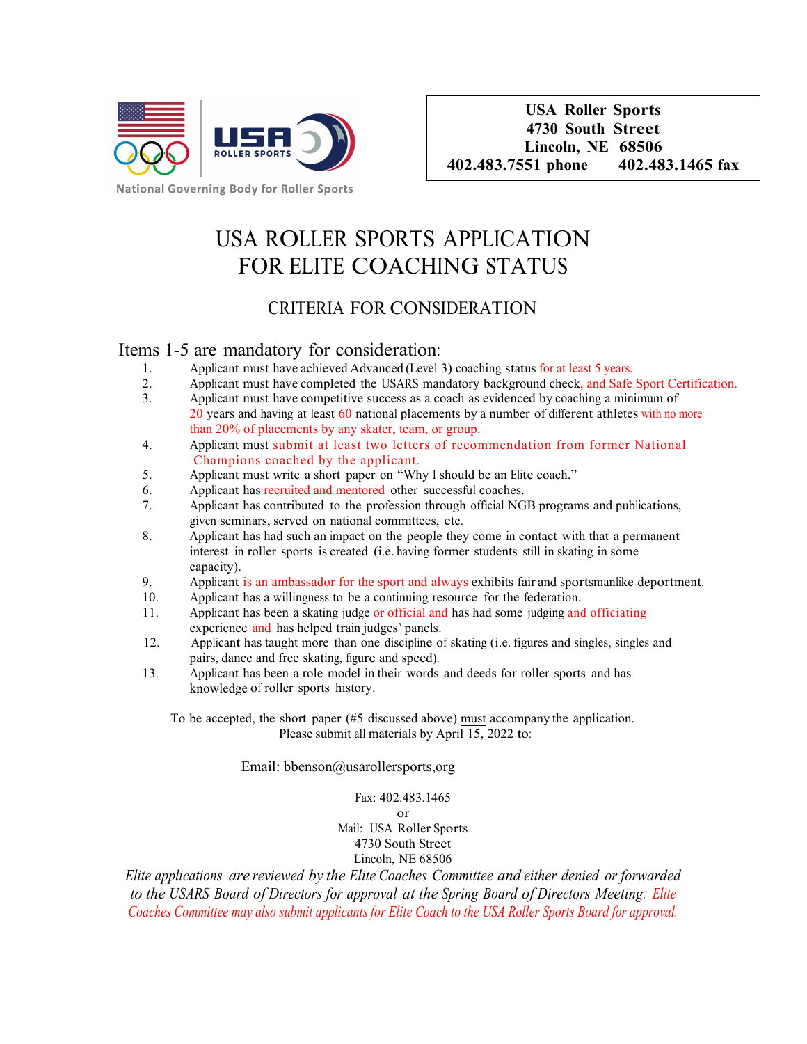National Governing Body for Roller Sports

**USA Roller Sports**
**4730 South Street**
**Lincoln, NE 68506**
**402.483.7551 phone 402.483.1465 fax**

# USA ROLLER SPORTS APPLICATION FOR ELITE COACHING STATUS

## CRITERIA FOR CONSIDERATION

### Items 1-5 are mandatory for consideration:

1. Applicant must have achieved Advanced (Level 3) coaching status for at least 5 years.
2. Applicant must have completed the USARS mandatory background check, and Safe Sport Certification.
3. Applicant must have competitive success as a coach as evidenced by coaching a minimum of 20 years and having at least 60 national placements by a number of different athletes with no more than 20% of placements by any skater, team, or group.
4. Applicant must submit at least two letters of recommendation from former National Champions coached by the applicant.
5. Applicant must write a short paper on "Why I should be an Elite coach."
6. Applicant has recruited and mentored other successful coaches.
7. Applicant has contributed to the profession through official NGB programs and publications, given seminars, served on national committees, etc.
8. Applicant has had such an impact on the people they come in contact with that a permanent interest in roller sports is created (i.e. having former students still in skating in some capacity).
9. Applicant is an ambassador for the sport and always exhibits fair and sportsmanlike deportment.
10. Applicant has a willingness to be a continuing resource for the federation.
11. Applicant has been a skating judge or official and has had some judging and officiating experience and has helped train judges' panels.
12. Applicant has taught more than one discipline of skating (i.e. figures and singles, singles and pairs, dance and free skating, figure and speed).
13. Applicant has been a role model in their words and deeds for roller sports and has knowledge of roller sports history.

To be accepted, the short paper (#5 discussed above) <u>must</u> accompany the application.
Please submit all materials by April 15, 2022 to:

Email: bbenson@usarollersports,org

Fax: 402.483.1465
or
Mail: USA Roller Sports
4730 South Street
Lincoln, NE 68506

*Elite applications are reviewed by the Elite Coaches Committee and either denied or forwarded to the USARS Board of Directors for approval at the Spring Board of Directors Meeting. Elite Coaches Committee may also submit applicants for Elite Coach to the USA Roller Sports Board for approval.*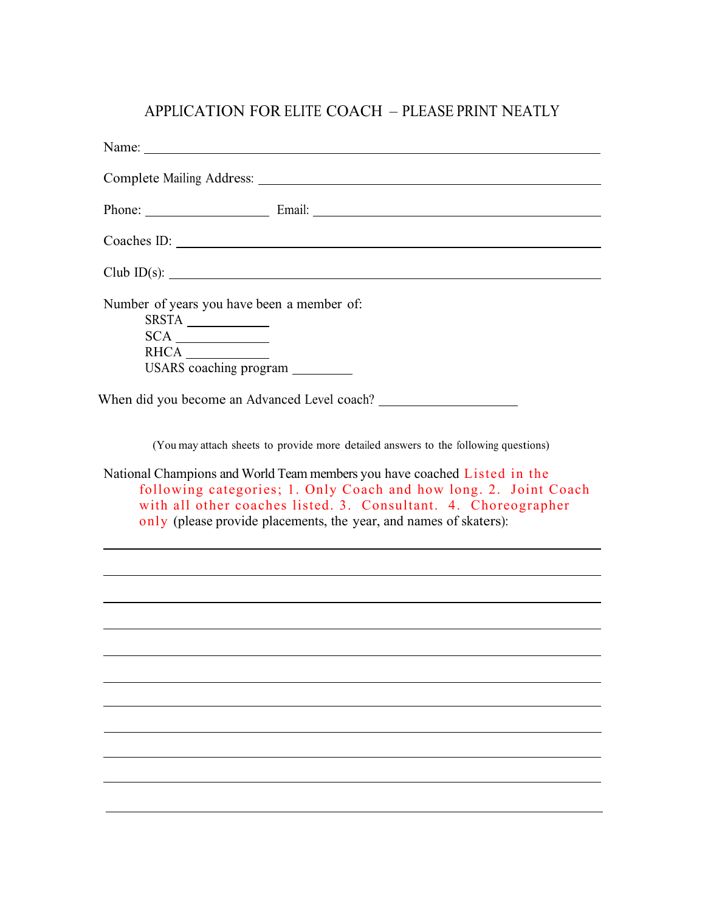# APPLICATION FOR ELITE COACH – PLEASE PRINT NEATLY

Name: ______________________________________________________________

Complete Mailing Address: ___________________________________________

Phone: ________________ Email: _____________________________________

Coaches ID: _________________________________________________________

Club ID(s): __________________________________________________________

Number of years you have been a member of:

- SRSTA __________
- SCA __________
- RHCA __________
- USARS coaching program ________

When did you become an Advanced Level coach? __________________

(You may attach sheets to provide more detailed answers to the following questions)

National Champions and World Team members you have coached Listed in the following categories; 1. Only Coach and how long. 2. Joint Coach with all other coaches listed. 3. Consultant. 4. Choreographer only (please provide placements, the year, and names of skaters):

______________________________________________________________________

______________________________________________________________________

______________________________________________________________________

______________________________________________________________________

______________________________________________________________________

______________________________________________________________________

______________________________________________________________________

______________________________________________________________________

______________________________________________________________________

______________________________________________________________________

______________________________________________________________________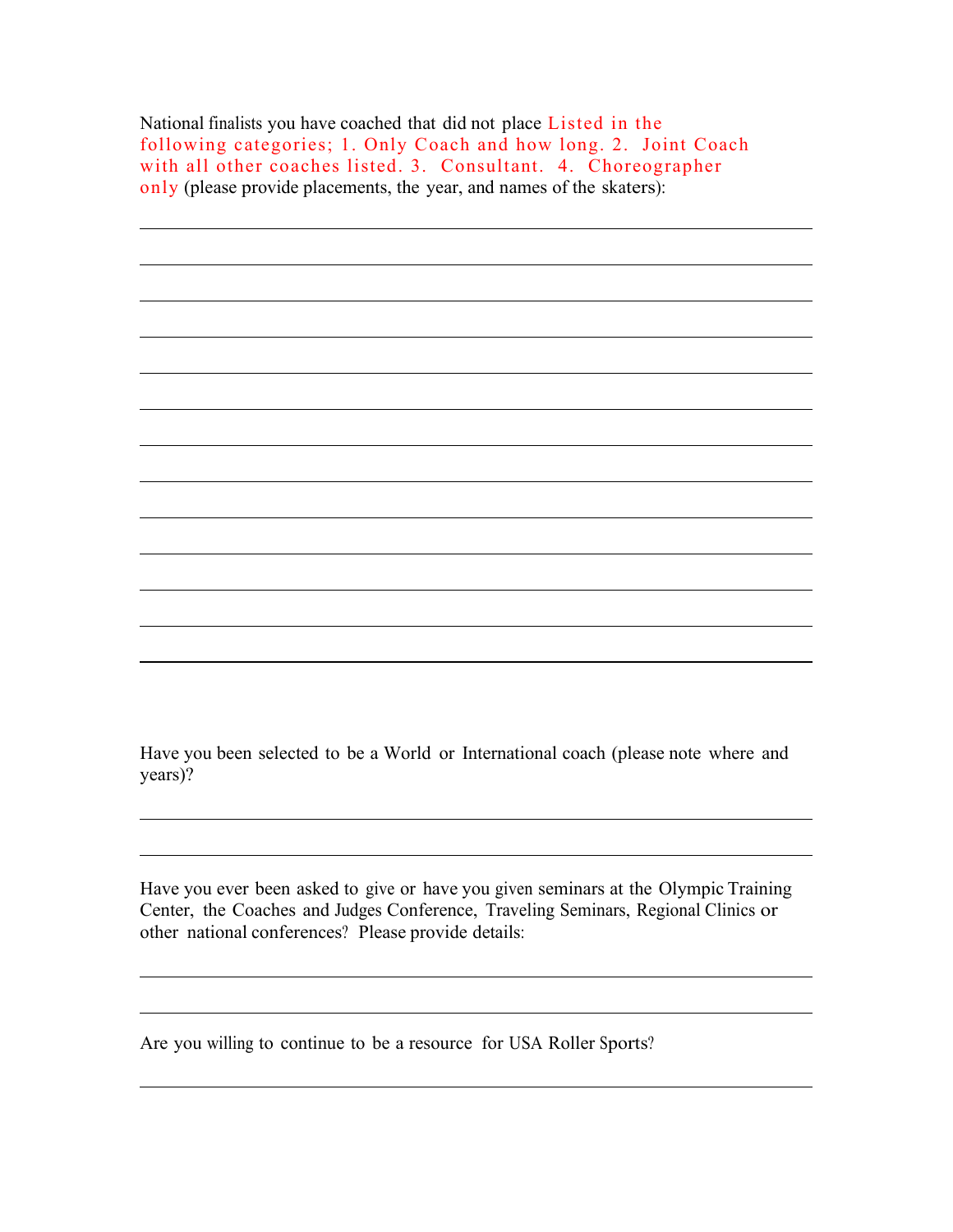National finalists you have coached that did not place Listed in the following categories; 1. Only Coach and how long. 2. Joint Coach with all other coaches listed. 3. Consultant. 4. Choreographer only (please provide placements, the year, and names of the skaters):

Have you been selected to be a World or International coach (please note where and years)?

Have you ever been asked to give or have you given seminars at the Olympic Training Center, the Coaches and Judges Conference, Traveling Seminars, Regional Clinics or other national conferences? Please provide details:

Are you willing to continue to be a resource for USA Roller Sports?